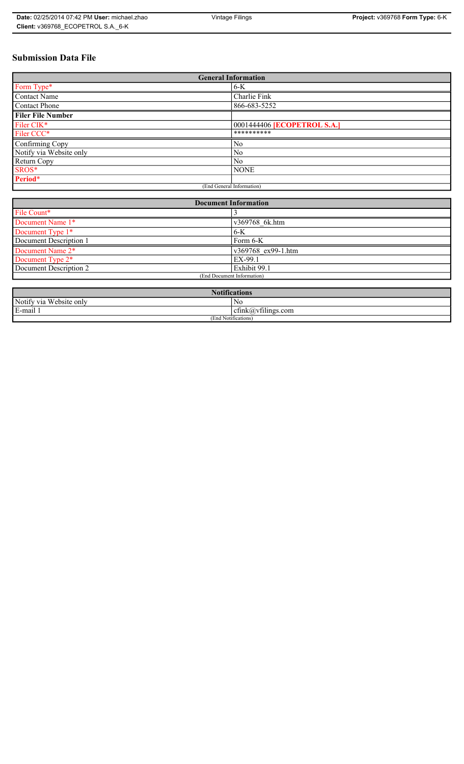# Submission Data File

| General Information | |
|---|---|
| Form Type* | 6-K |
| Contact Name | Charlie Fink |
| Contact Phone | 866-683-5252 |
| **Filer File Number** | |
| Filer CIK* | 0001444406 **[ECOPETROL S.A.]** |
| Filer CCC* | ********** |
| Confirming Copy | No |
| Notify via Website only | No |
| Return Copy | No |
| SROS* | NONE |
| **Period*** | |
| (End General Information) | |

| Document Information | |
|---|---|
| File Count* | 3 |
| Document Name 1* | v369768_6k.htm |
| Document Type 1* | 6-K |
| Document Description 1 | Form 6-K |
| Document Name 2* | v369768_ex99-1.htm |
| Document Type 2* | EX-99.1 |
| Document Description 2 | Exhibit 99.1 |
| (End Document Information) | |

| Notifications | |
|---|---|
| Notify via Website only | No |
| E-mail 1 | cfink@vfilings.com |
| (End Notifications) | |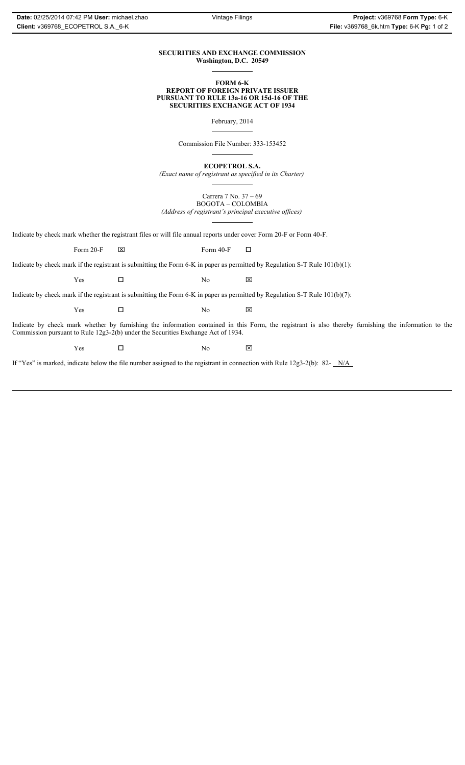**SECURITIES AND EXCHANGE COMMISSION**
**Washington, D.C. 20549**

**FORM 6-K**
**REPORT OF FOREIGN PRIVATE ISSUER**
**PURSUANT TO RULE 13a-16 OR 15d-16 OF THE**
**SECURITIES EXCHANGE ACT OF 1934**

February, 2014

Commission File Number: 333-153452

**ECOPETROL S.A.**
*(Exact name of registrant as specified in its Charter)*

Carrera 7 No. 37 – 69
BOGOTA – COLOMBIA
*(Address of registrant's principal executive offices)*

Indicate by check mark whether the registrant files or will file annual reports under cover Form 20-F or Form 40-F.

Form 20-F ☒ Form 40-F ☐

Indicate by check mark if the registrant is submitting the Form 6-K in paper as permitted by Regulation S-T Rule 101(b)(1):

Yes ☐ No ☒

Indicate by check mark if the registrant is submitting the Form 6-K in paper as permitted by Regulation S-T Rule 101(b)(7):

Yes ☐ No ☒

Indicate by check mark whether by furnishing the information contained in this Form, the registrant is also thereby furnishing the information to the Commission pursuant to Rule 12g3-2(b) under the Securities Exchange Act of 1934.

Yes ☐ No ☒

If "Yes" is marked, indicate below the file number assigned to the registrant in connection with Rule 12g3-2(b): 82- N/A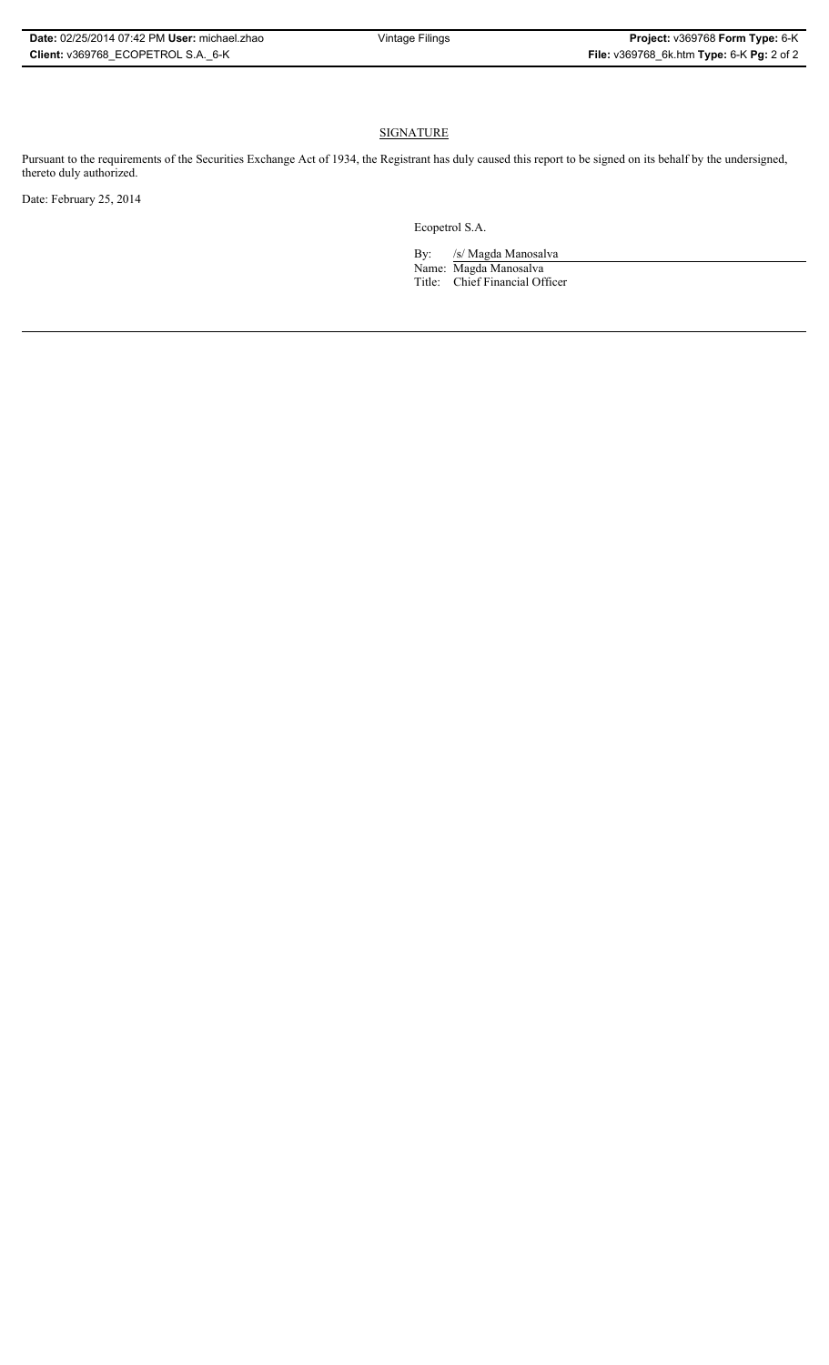## SIGNATURE

Pursuant to the requirements of the Securities Exchange Act of 1934, the Registrant has duly caused this report to be signed on its behalf by the undersigned, thereto duly authorized.

Date: February 25, 2014

Ecopetrol S.A.

By: /s/ Magda Manosalva
Name: Magda Manosalva
Title: Chief Financial Officer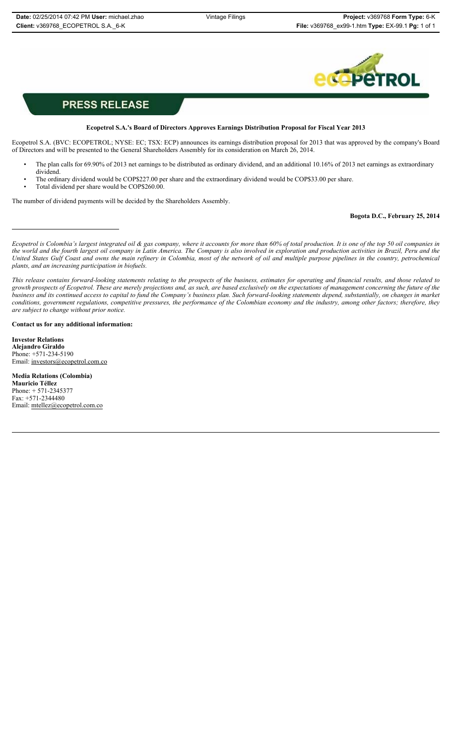# PRESS RELEASE

**Ecopetrol S.A.'s Board of Directors Approves Earnings Distribution Proposal for Fiscal Year 2013**

Ecopetrol S.A. (BVC: ECOPETROL; NYSE: EC; TSX: ECP) announces its earnings distribution proposal for 2013 that was approved by the company's Board of Directors and will be presented to the General Shareholders Assembly for its consideration on March 26, 2014.

- The plan calls for 69.90% of 2013 net earnings to be distributed as ordinary dividend, and an additional 10.16% of 2013 net earnings as extraordinary dividend.
- The ordinary dividend would be COP$227.00 per share and the extraordinary dividend would be COP$33.00 per share.
- Total dividend per share would be COP$260.00.

The number of dividend payments will be decided by the Shareholders Assembly.

**Bogota D.C., February 25, 2014**

---

*Ecopetrol is Colombia's largest integrated oil & gas company, where it accounts for more than 60% of total production. It is one of the top 50 oil companies in the world and the fourth largest oil company in Latin America. The Company is also involved in exploration and production activities in Brazil, Peru and the United States Gulf Coast and owns the main refinery in Colombia, most of the network of oil and multiple purpose pipelines in the country, petrochemical plants, and an increasing participation in biofuels.*

*This release contains forward-looking statements relating to the prospects of the business, estimates for operating and financial results, and those related to growth prospects of Ecopetrol. These are merely projections and, as such, are based exclusively on the expectations of management concerning the future of the business and its continued access to capital to fund the Company's business plan. Such forward-looking statements depend, substantially, on changes in market conditions, government regulations, competitive pressures, the performance of the Colombian economy and the industry, among other factors; therefore, they are subject to change without prior notice.*

**Contact us for any additional information:**

**Investor Relations**
**Alejandro Giraldo**
Phone: +571-234-5190
Email: investors@ecopetrol.com.co

**Media Relations (Colombia)**
**Mauricio Téllez**
Phone: + 571-2345377
Fax: +571-2344480
Email: mtellez@ecopetrol.com.co